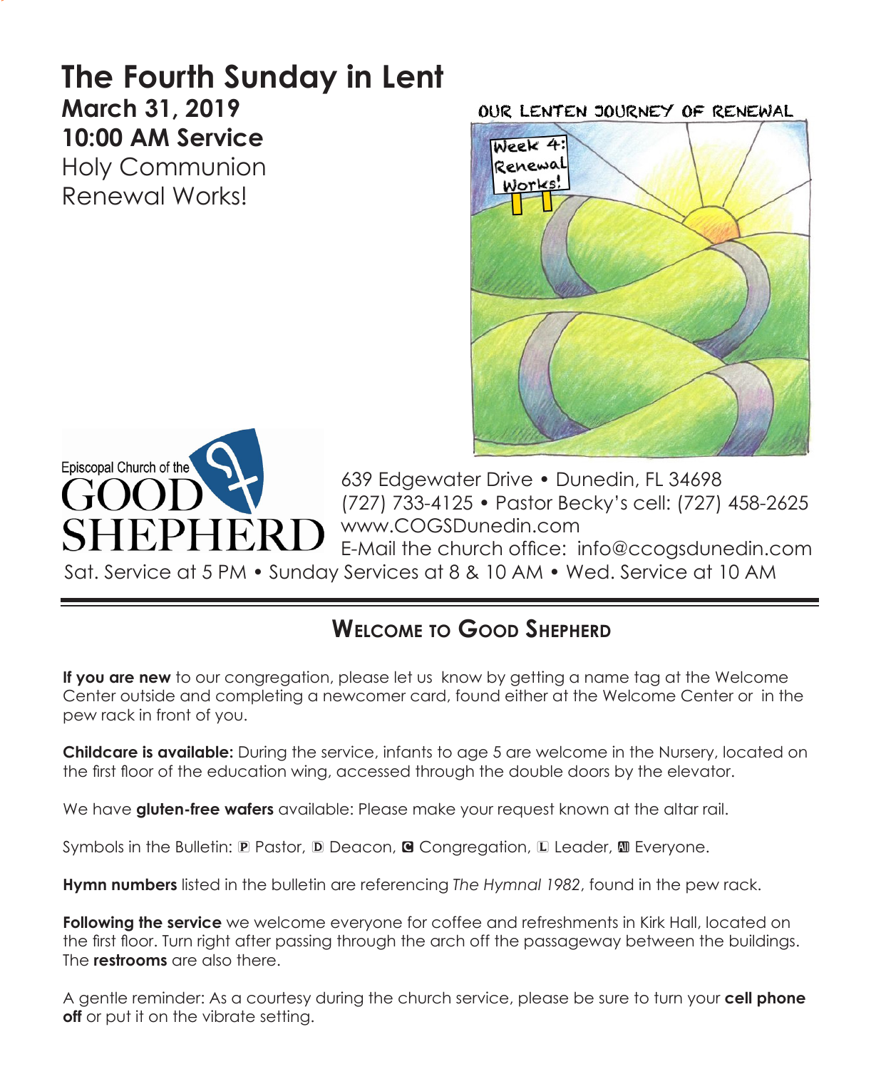# The Fourth Sunday in Lent

**March 31, 2019**
**10:00 AM Service**
Holy Communion
Renewal Works!

OUR LENTEN JOURNEY OF RENEWAL

Week 4: Renewal Works!

Episcopal Church of the GOOD SHEPHERD

639 Edgewater Drive • Dunedin, FL 34698
(727) 733-4125 • Pastor Becky's cell: (727) 458-2625
www.COGSDunedin.com
E-Mail the church office: info@ccogsdunedin.com

Sat. Service at 5 PM • Sunday Services at 8 & 10 AM • Wed. Service at 10 AM

## Welcome to Good Shepherd

**If you are new** to our congregation, please let us know by getting a name tag at the Welcome Center outside and completing a newcomer card, found either at the Welcome Center or in the pew rack in front of you.

**Childcare is available:** During the service, infants to age 5 are welcome in the Nursery, located on the first floor of the education wing, accessed through the double doors by the elevator.

We have **gluten-free wafers** available: Please make your request known at the altar rail.

Symbols in the Bulletin: P Pastor, D Deacon, C Congregation, L Leader, All Everyone.

**Hymn numbers** listed in the bulletin are referencing *The Hymnal 1982*, found in the pew rack.

**Following the service** we welcome everyone for coffee and refreshments in Kirk Hall, located on the first floor. Turn right after passing through the arch off the passageway between the buildings. The **restrooms** are also there.

A gentle reminder: As a courtesy during the church service, please be sure to turn your **cell phone off** or put it on the vibrate setting.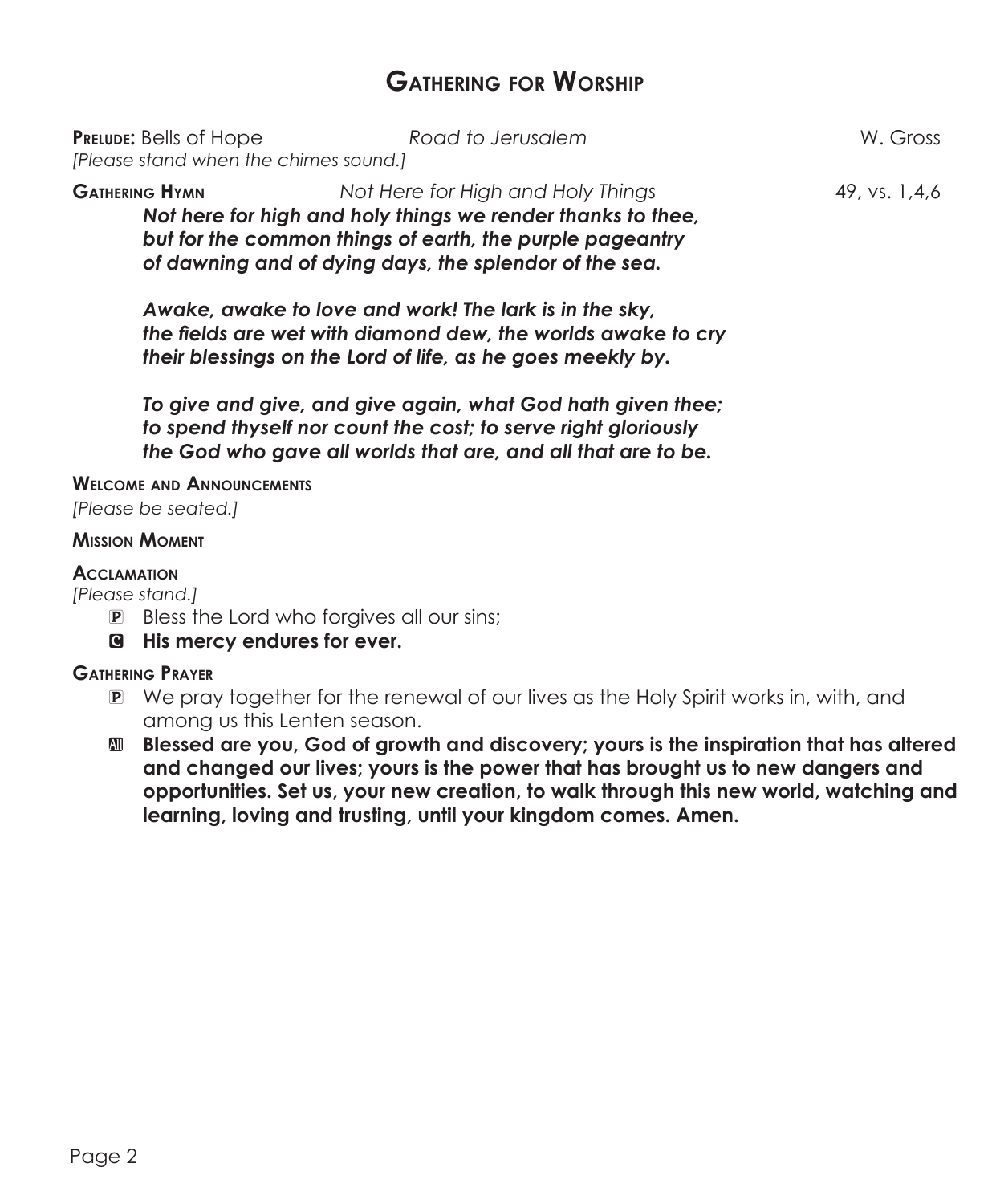# Gathering for Worship

**Prelude:** Bells of Hope *Road to Jerusalem* W. Gross

*[Please stand when the chimes sound.]*

**Gathering Hymn** *Not Here for High and Holy Things* 49, vs. 1,4,6

***Not here for high and holy things we render thanks to thee, but for the common things of earth, the purple pageantry of dawning and of dying days, the splendor of the sea.***

***Awake, awake to love and work! The lark is in the sky, the fields are wet with diamond dew, the worlds awake to cry their blessings on the Lord of life, as he goes meekly by.***

***To give and give, and give again, what God hath given thee; to spend thyself nor count the cost; to serve right gloriously the God who gave all worlds that are, and all that are to be.***

**Welcome and Announcements**

*[Please be seated.]*

**Mission Moment**

**Acclamation**

*[Please stand.]*

P Bless the Lord who forgives all our sins;

**C His mercy endures for ever.**

**Gathering Prayer**

P We pray together for the renewal of our lives as the Holy Spirit works in, with, and among us this Lenten season.

**All Blessed are you, God of growth and discovery; yours is the inspiration that has altered and changed our lives; yours is the power that has brought us to new dangers and opportunities. Set us, your new creation, to walk through this new world, watching and learning, loving and trusting, until your kingdom comes. Amen.**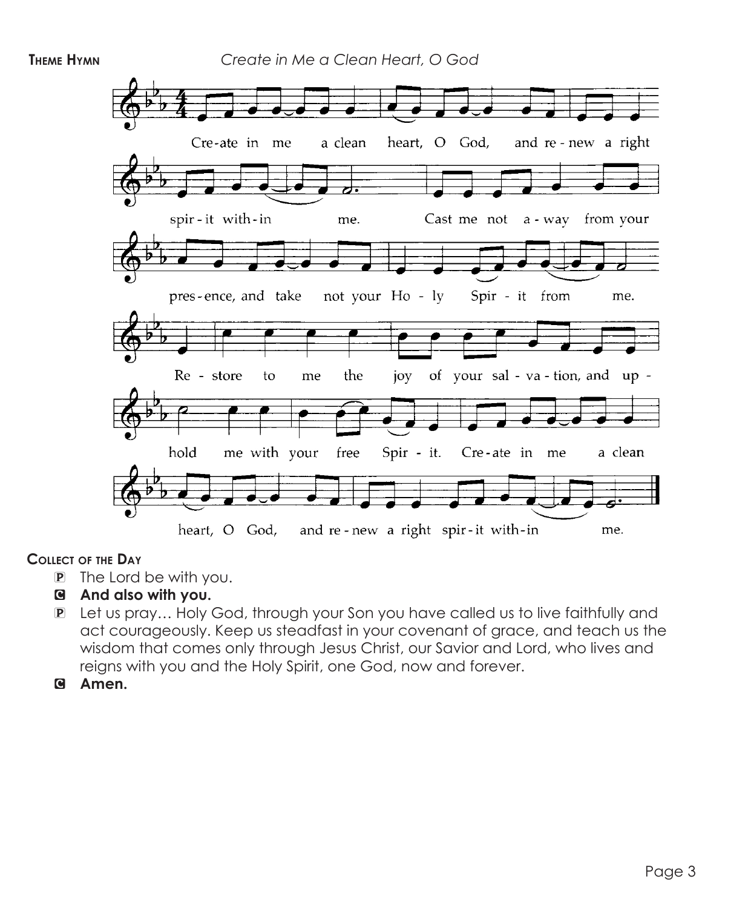**Theme Hymn** *Create in Me a Clean Heart, O God*

Create in me a clean heart, O God, and renew a right spirit within me. Cast me not away from your presence, and take not your Holy Spirit from me. Restore to me the joy of your salvation, and uphold me with your free Spirit. Create in me a clean heart, O God, and renew a right spirit within me.

**Collect of the Day**

P The Lord be with you.

C **And also with you.**

P Let us pray… Holy God, through your Son you have called us to live faithfully and act courageously. Keep us steadfast in your covenant of grace, and teach us the wisdom that comes only through Jesus Christ, our Savior and Lord, who lives and reigns with you and the Holy Spirit, one God, now and forever.

C **Amen.**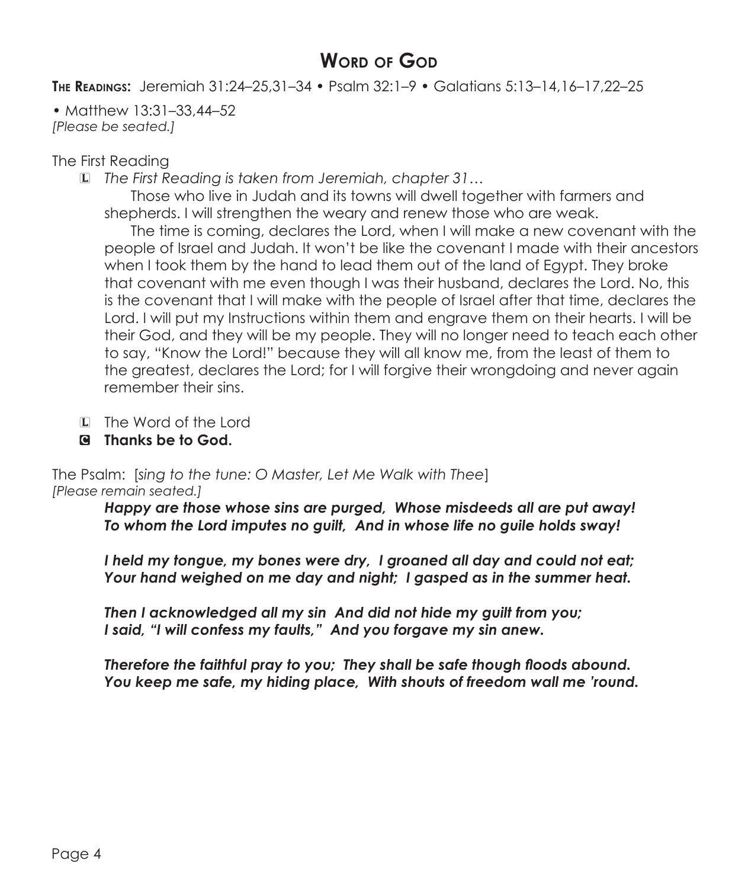# Word of God

**The Readings:** Jeremiah 31:24–25,31–34 • Psalm 32:1–9 • Galatians 5:13–14,16–17,22–25

• Matthew 13:31–33,44–52
*[Please be seated.]*

The First Reading

L *The First Reading is taken from Jeremiah, chapter 31…*

Those who live in Judah and its towns will dwell together with farmers and shepherds. I will strengthen the weary and renew those who are weak.

The time is coming, declares the Lord, when I will make a new covenant with the people of Israel and Judah. It won't be like the covenant I made with their ancestors when I took them by the hand to lead them out of the land of Egypt. They broke that covenant with me even though I was their husband, declares the Lord. No, this is the covenant that I will make with the people of Israel after that time, declares the Lord. I will put my Instructions within them and engrave them on their hearts. I will be their God, and they will be my people. They will no longer need to teach each other to say, "Know the Lord!" because they will all know me, from the least of them to the greatest, declares the Lord; for I will forgive their wrongdoing and never again remember their sins.

L The Word of the Lord

**C Thanks be to God.**

The Psalm: [*sing to the tune: O Master, Let Me Walk with Thee*]
*[Please remain seated.]*

***Happy are those whose sins are purged, Whose misdeeds all are put away!***
***To whom the Lord imputes no guilt, And in whose life no guile holds sway!***

***I held my tongue, my bones were dry, I groaned all day and could not eat;***
***Your hand weighed on me day and night; I gasped as in the summer heat.***

***Then I acknowledged all my sin And did not hide my guilt from you;***
***I said, "I will confess my faults," And you forgave my sin anew.***

***Therefore the faithful pray to you; They shall be safe though floods abound.***
***You keep me safe, my hiding place, With shouts of freedom wall me 'round.***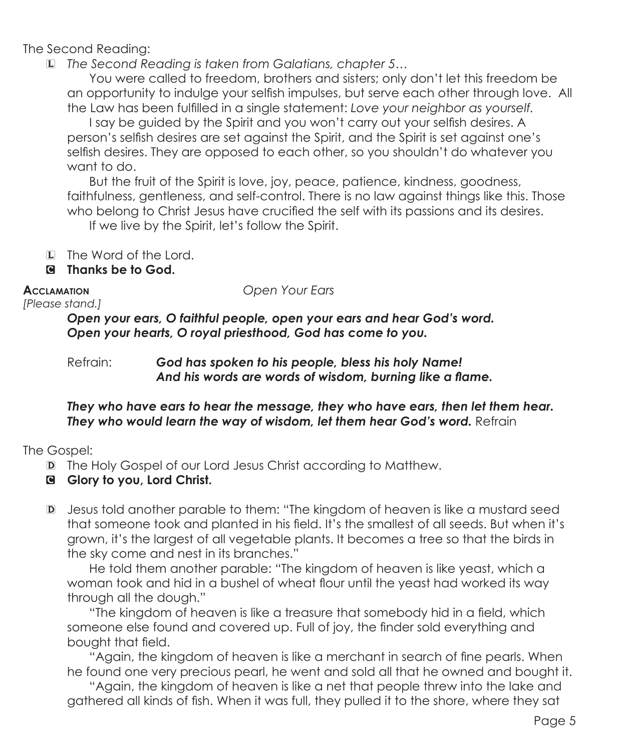The Second Reading:

L *The Second Reading is taken from Galatians, chapter 5…*

You were called to freedom, brothers and sisters; only don't let this freedom be an opportunity to indulge your selfish impulses, but serve each other through love. All the Law has been fulfilled in a single statement: *Love your neighbor as yourself.*

I say be guided by the Spirit and you won't carry out your selfish desires. A person's selfish desires are set against the Spirit, and the Spirit is set against one's selfish desires. They are opposed to each other, so you shouldn't do whatever you want to do.

But the fruit of the Spirit is love, joy, peace, patience, kindness, goodness, faithfulness, gentleness, and self-control. There is no law against things like this. Those who belong to Christ Jesus have crucified the self with its passions and its desires.

If we live by the Spirit, let's follow the Spirit.

L The Word of the Lord.

C **Thanks be to God.**

**Acclamation** *Open Your Ears*

*[Please stand.]*

***Open your ears, O faithful people, open your ears and hear God's word.***
***Open your hearts, O royal priesthood, God has come to you.***

Refrain: ***God has spoken to his people, bless his holy Name!***
***And his words are words of wisdom, burning like a flame.***

***They who have ears to hear the message, they who have ears, then let them hear.***
***They who would learn the way of wisdom, let them hear God's word.*** Refrain

The Gospel:

D The Holy Gospel of our Lord Jesus Christ according to Matthew.

C **Glory to you, Lord Christ.**

D Jesus told another parable to them: "The kingdom of heaven is like a mustard seed that someone took and planted in his field. It's the smallest of all seeds. But when it's grown, it's the largest of all vegetable plants. It becomes a tree so that the birds in the sky come and nest in its branches."

He told them another parable: "The kingdom of heaven is like yeast, which a woman took and hid in a bushel of wheat flour until the yeast had worked its way through all the dough."

"The kingdom of heaven is like a treasure that somebody hid in a field, which someone else found and covered up. Full of joy, the finder sold everything and bought that field.

"Again, the kingdom of heaven is like a merchant in search of fine pearls. When he found one very precious pearl, he went and sold all that he owned and bought it.

"Again, the kingdom of heaven is like a net that people threw into the lake and gathered all kinds of fish. When it was full, they pulled it to the shore, where they sat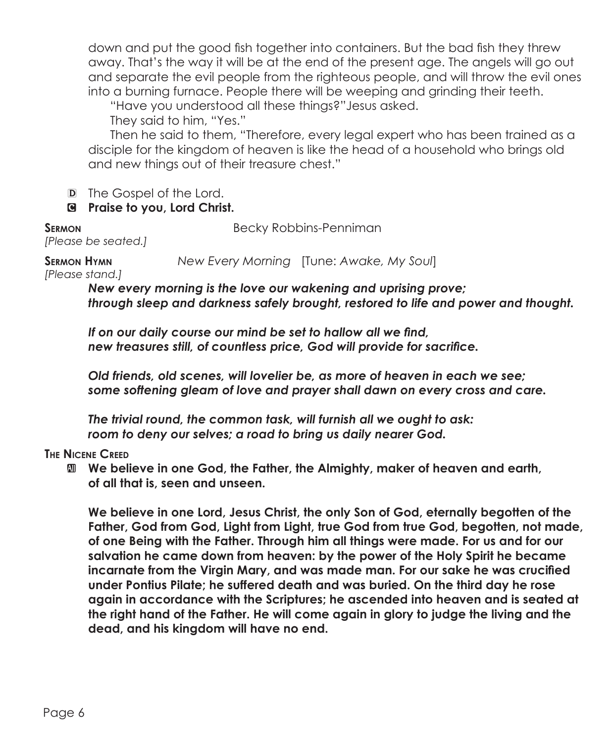down and put the good fish together into containers. But the bad fish they threw away. That's the way it will be at the end of the present age. The angels will go out and separate the evil people from the righteous people, and will throw the evil ones into a burning furnace. People there will be weeping and grinding their teeth.

"Have you understood all these things?" Jesus asked.

They said to him, "Yes."

Then he said to them, "Therefore, every legal expert who has been trained as a disciple for the kingdom of heaven is like the head of a household who brings old and new things out of their treasure chest."

D The Gospel of the Lord.

**C Praise to you, Lord Christ.**

**Sermon** Becky Robbins-Penniman
*[Please be seated.]*

**Sermon Hymn** *New Every Morning* [Tune: *Awake, My Soul*]
*[Please stand.]*

***New every morning is the love our wakening and uprising prove;***
***through sleep and darkness safely brought, restored to life and power and thought.***

***If on our daily course our mind be set to hallow all we find,***
***new treasures still, of countless price, God will provide for sacrifice.***

***Old friends, old scenes, will lovelier be, as more of heaven in each we see;***
***some softening gleam of love and prayer shall dawn on every cross and care.***

***The trivial round, the common task, will furnish all we ought to ask:***
***room to deny our selves; a road to bring us daily nearer God.***

**The Nicene Creed**

**All We believe in one God, the Father, the Almighty, maker of heaven and earth, of all that is, seen and unseen.**

**We believe in one Lord, Jesus Christ, the only Son of God, eternally begotten of the Father, God from God, Light from Light, true God from true God, begotten, not made, of one Being with the Father. Through him all things were made. For us and for our salvation he came down from heaven: by the power of the Holy Spirit he became incarnate from the Virgin Mary, and was made man. For our sake he was crucified under Pontius Pilate; he suffered death and was buried. On the third day he rose again in accordance with the Scriptures; he ascended into heaven and is seated at the right hand of the Father. He will come again in glory to judge the living and the dead, and his kingdom will have no end.**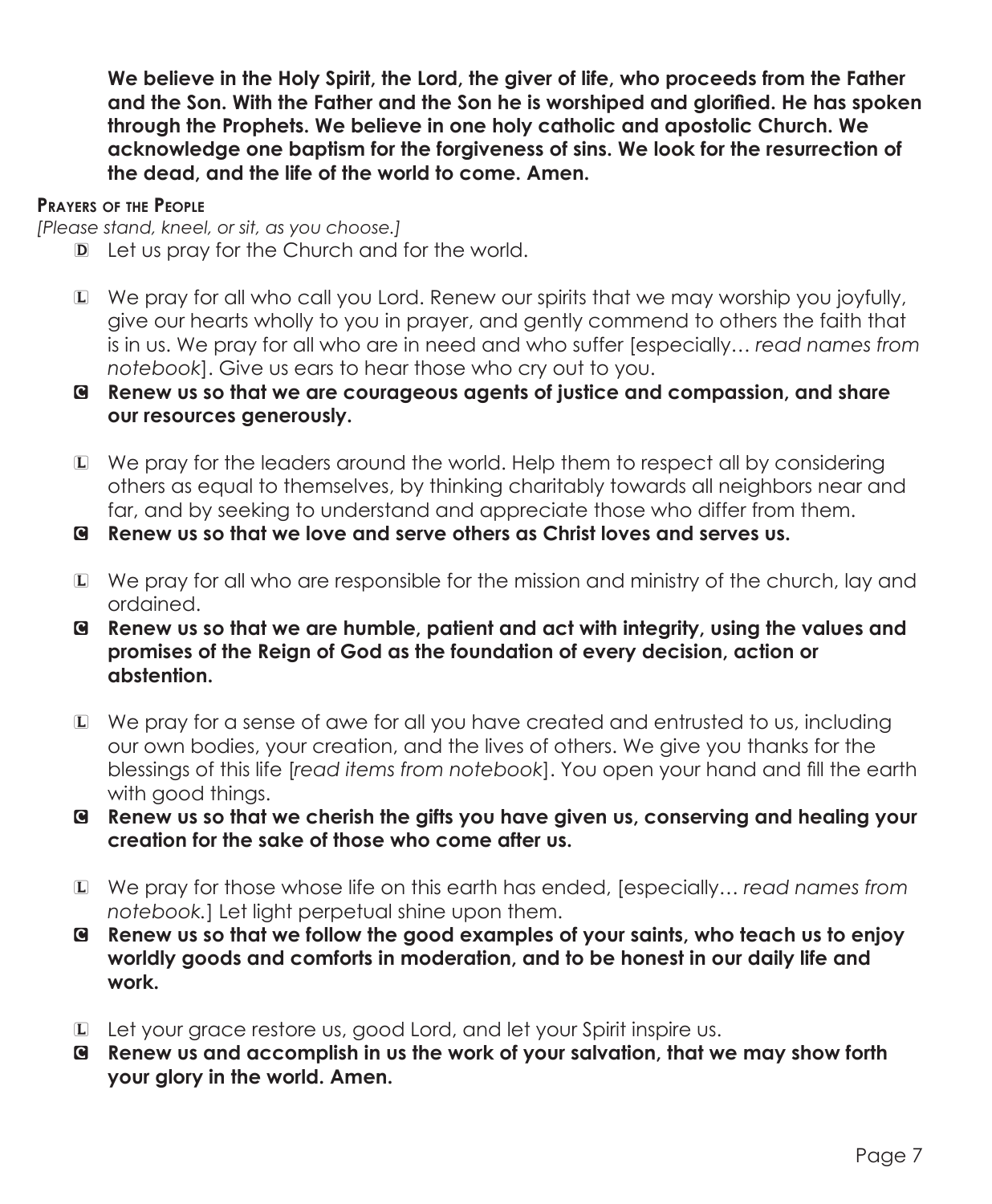**We believe in the Holy Spirit, the Lord, the giver of life, who proceeds from the Father and the Son. With the Father and the Son he is worshiped and glorified. He has spoken through the Prophets. We believe in one holy catholic and apostolic Church. We acknowledge one baptism for the forgiveness of sins. We look for the resurrection of the dead, and the life of the world to come. Amen.**

### Prayers of the People

*[Please stand, kneel, or sit, as you choose.]*

D Let us pray for the Church and for the world.

L We pray for all who call you Lord. Renew our spirits that we may worship you joyfully, give our hearts wholly to you in prayer, and gently commend to others the faith that is in us. We pray for all who are in need and who suffer [especially… *read names from notebook*]. Give us ears to hear those who cry out to you.

**C Renew us so that we are courageous agents of justice and compassion, and share our resources generously.**

L We pray for the leaders around the world. Help them to respect all by considering others as equal to themselves, by thinking charitably towards all neighbors near and far, and by seeking to understand and appreciate those who differ from them.

**C Renew us so that we love and serve others as Christ loves and serves us.**

L We pray for all who are responsible for the mission and ministry of the church, lay and ordained.

**C Renew us so that we are humble, patient and act with integrity, using the values and promises of the Reign of God as the foundation of every decision, action or abstention.**

L We pray for a sense of awe for all you have created and entrusted to us, including our own bodies, your creation, and the lives of others. We give you thanks for the blessings of this life [*read items from notebook*]. You open your hand and fill the earth with good things.

**C Renew us so that we cherish the gifts you have given us, conserving and healing your creation for the sake of those who come after us.**

L We pray for those whose life on this earth has ended, [especially… *read names from notebook.*] Let light perpetual shine upon them.

**C Renew us so that we follow the good examples of your saints, who teach us to enjoy worldly goods and comforts in moderation, and to be honest in our daily life and work.**

L Let your grace restore us, good Lord, and let your Spirit inspire us.

**C Renew us and accomplish in us the work of your salvation, that we may show forth your glory in the world. Amen.**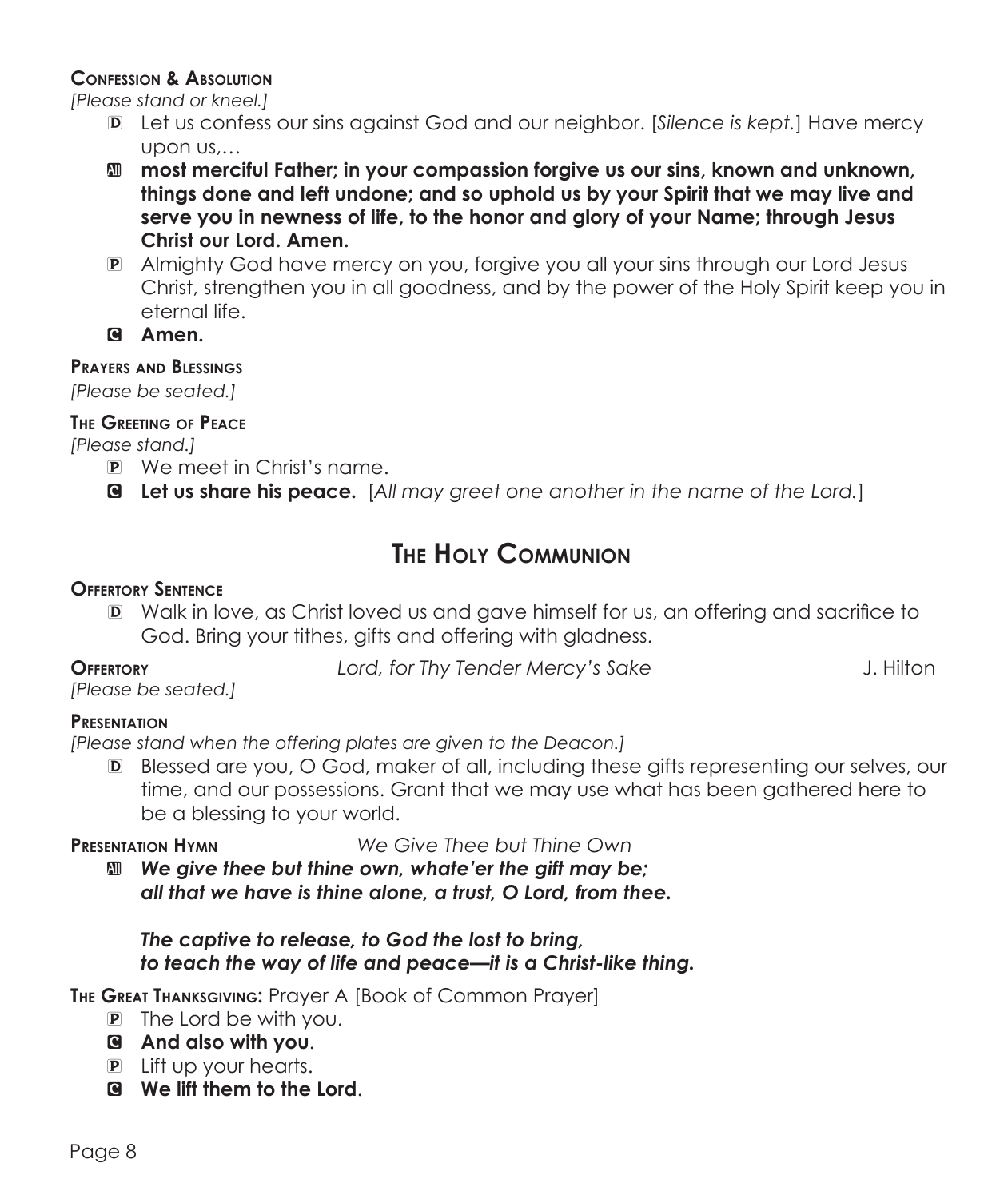**Confession & Absolution**

*[Please stand or kneel.]*

D Let us confess our sins against God and our neighbor. [*Silence is kept.*] Have mercy upon us,…

All **most merciful Father; in your compassion forgive us our sins, known and unknown, things done and left undone; and so uphold us by your Spirit that we may live and serve you in newness of life, to the honor and glory of your Name; through Jesus Christ our Lord. Amen.**

P Almighty God have mercy on you, forgive you all your sins through our Lord Jesus Christ, strengthen you in all goodness, and by the power of the Holy Spirit keep you in eternal life.

C **Amen.**

**Prayers and Blessings**

*[Please be seated.]*

**The Greeting of Peace**

*[Please stand.]*

P We meet in Christ's name.

C **Let us share his peace.** [*All may greet one another in the name of the Lord.*]

## The Holy Communion

**Offertory Sentence**

D Walk in love, as Christ loved us and gave himself for us, an offering and sacrifice to God. Bring your tithes, gifts and offering with gladness.

**Offertory** *Lord, for Thy Tender Mercy's Sake* J. Hilton

*[Please be seated.]*

**Presentation**

*[Please stand when the offering plates are given to the Deacon.]*

D Blessed are you, O God, maker of all, including these gifts representing our selves, our time, and our possessions. Grant that we may use what has been gathered here to be a blessing to your world.

**Presentation Hymn** *We Give Thee but Thine Own*

All ***We give thee but thine own, whate'er the gift may be;***
***all that we have is thine alone, a trust, O Lord, from thee.***

***The captive to release, to God the lost to bring,***
***to teach the way of life and peace—it is a Christ-like thing.***

**The Great Thanksgiving:** Prayer A [Book of Common Prayer]

P The Lord be with you.

C **And also with you**.

P Lift up your hearts.

C **We lift them to the Lord**.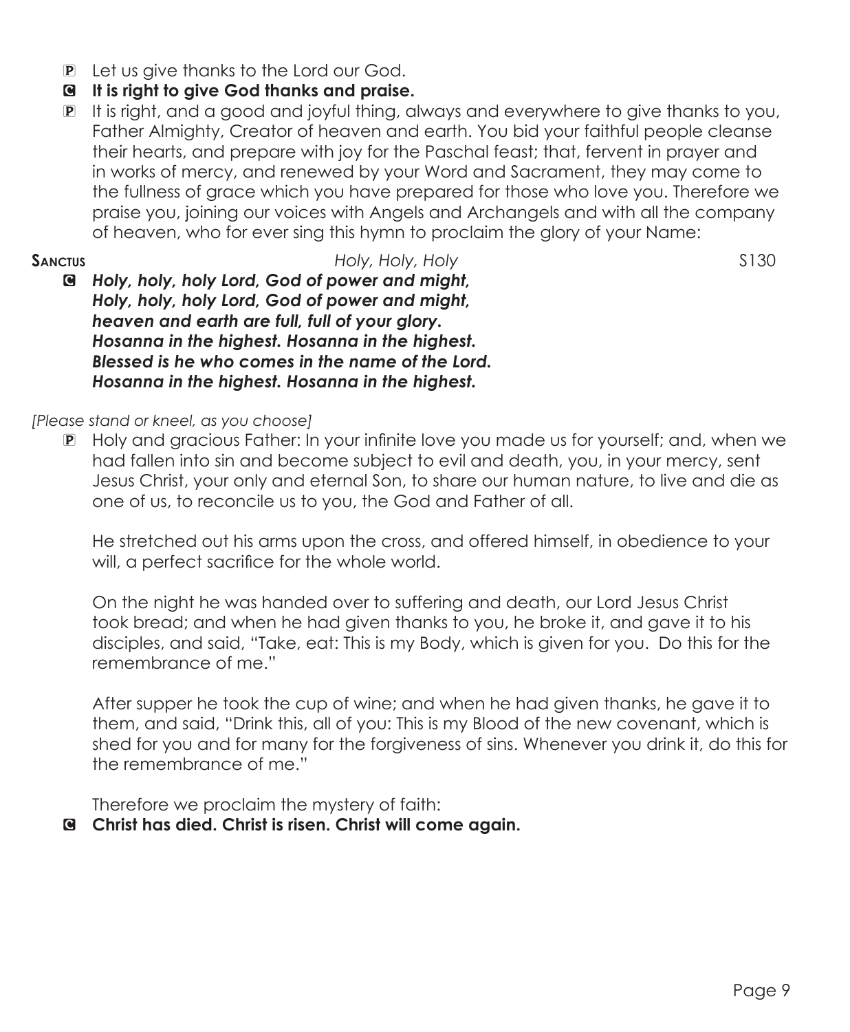P Let us give thanks to the Lord our God.

**C It is right to give God thanks and praise.**

P It is right, and a good and joyful thing, always and everywhere to give thanks to you, Father Almighty, Creator of heaven and earth. You bid your faithful people cleanse their hearts, and prepare with joy for the Paschal feast; that, fervent in prayer and in works of mercy, and renewed by your Word and Sacrament, they may come to the fullness of grace which you have prepared for those who love you. Therefore we praise you, joining our voices with Angels and Archangels and with all the company of heaven, who for ever sing this hymn to proclaim the glory of your Name:

**Sanctus** *Holy, Holy, Holy* S130

**C** ***Holy, holy, holy Lord, God of power and might,***
***Holy, holy, holy Lord, God of power and might,***
***heaven and earth are full, full of your glory.***
***Hosanna in the highest. Hosanna in the highest.***
***Blessed is he who comes in the name of the Lord.***
***Hosanna in the highest. Hosanna in the highest.***

*[Please stand or kneel, as you choose]*

P Holy and gracious Father: In your infinite love you made us for yourself; and, when we had fallen into sin and become subject to evil and death, you, in your mercy, sent Jesus Christ, your only and eternal Son, to share our human nature, to live and die as one of us, to reconcile us to you, the God and Father of all.

He stretched out his arms upon the cross, and offered himself, in obedience to your will, a perfect sacrifice for the whole world.

On the night he was handed over to suffering and death, our Lord Jesus Christ took bread; and when he had given thanks to you, he broke it, and gave it to his disciples, and said, "Take, eat: This is my Body, which is given for you. Do this for the remembrance of me."

After supper he took the cup of wine; and when he had given thanks, he gave it to them, and said, "Drink this, all of you: This is my Blood of the new covenant, which is shed for you and for many for the forgiveness of sins. Whenever you drink it, do this for the remembrance of me."

Therefore we proclaim the mystery of faith:

**C Christ has died. Christ is risen. Christ will come again.**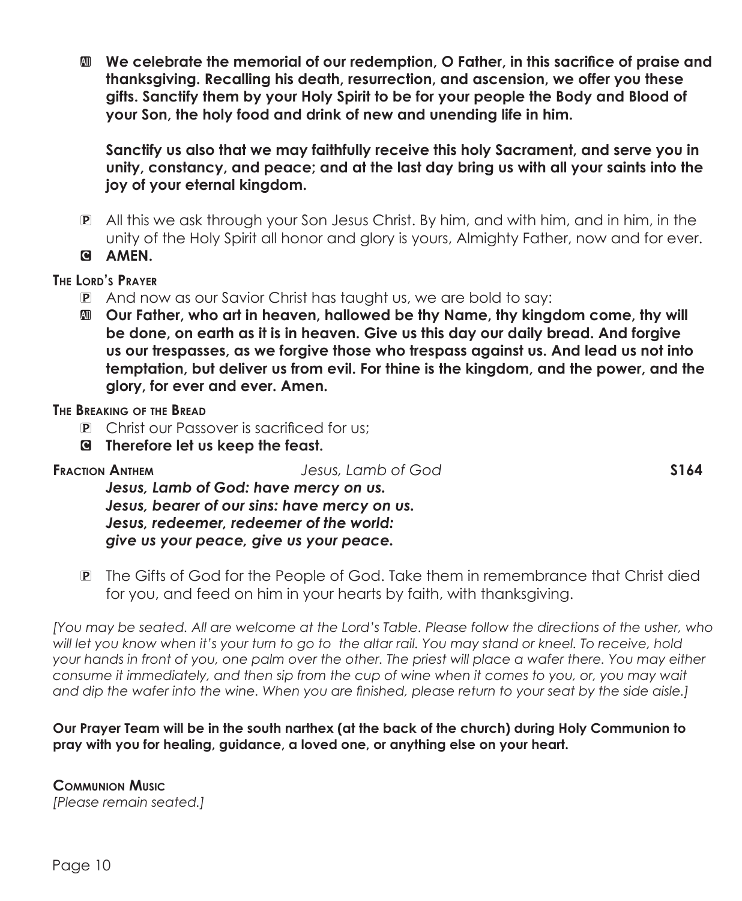**All** **We celebrate the memorial of our redemption, O Father, in this sacrifice of praise and thanksgiving. Recalling his death, resurrection, and ascension, we offer you these gifts. Sanctify them by your Holy Spirit to be for your people the Body and Blood of your Son, the holy food and drink of new and unending life in him.**

**Sanctify us also that we may faithfully receive this holy Sacrament, and serve you in unity, constancy, and peace; and at the last day bring us with all your saints into the joy of your eternal kingdom.**

P All this we ask through your Son Jesus Christ. By him, and with him, and in him, in the unity of the Holy Spirit all honor and glory is yours, Almighty Father, now and for ever.

**C** **AMEN.**

### The Lord's Prayer

P And now as our Savior Christ has taught us, we are bold to say:

**All** **Our Father, who art in heaven, hallowed be thy Name, thy kingdom come, thy will be done, on earth as it is in heaven. Give us this day our daily bread. And forgive us our trespasses, as we forgive those who trespass against us. And lead us not into temptation, but deliver us from evil. For thine is the kingdom, and the power, and the glory, for ever and ever. Amen.**

### The Breaking of the Bread

P Christ our Passover is sacrificed for us;

**C** **Therefore let us keep the feast.**

**Fraction Anthem** *Jesus, Lamb of God* **S164**

***Jesus, Lamb of God: have mercy on us.***
***Jesus, bearer of our sins: have mercy on us.***
***Jesus, redeemer, redeemer of the world:***
***give us your peace, give us your peace.***

P The Gifts of God for the People of God. Take them in remembrance that Christ died for you, and feed on him in your hearts by faith, with thanksgiving.

*[You may be seated. All are welcome at the Lord's Table. Please follow the directions of the usher, who will let you know when it's your turn to go to the altar rail. You may stand or kneel. To receive, hold your hands in front of you, one palm over the other. The priest will place a wafer there. You may either consume it immediately, and then sip from the cup of wine when it comes to you, or, you may wait and dip the wafer into the wine. When you are finished, please return to your seat by the side aisle.]*

**Our Prayer Team will be in the south narthex (at the back of the church) during Holy Communion to pray with you for healing, guidance, a loved one, or anything else on your heart.**

### Communion Music

*[Please remain seated.]*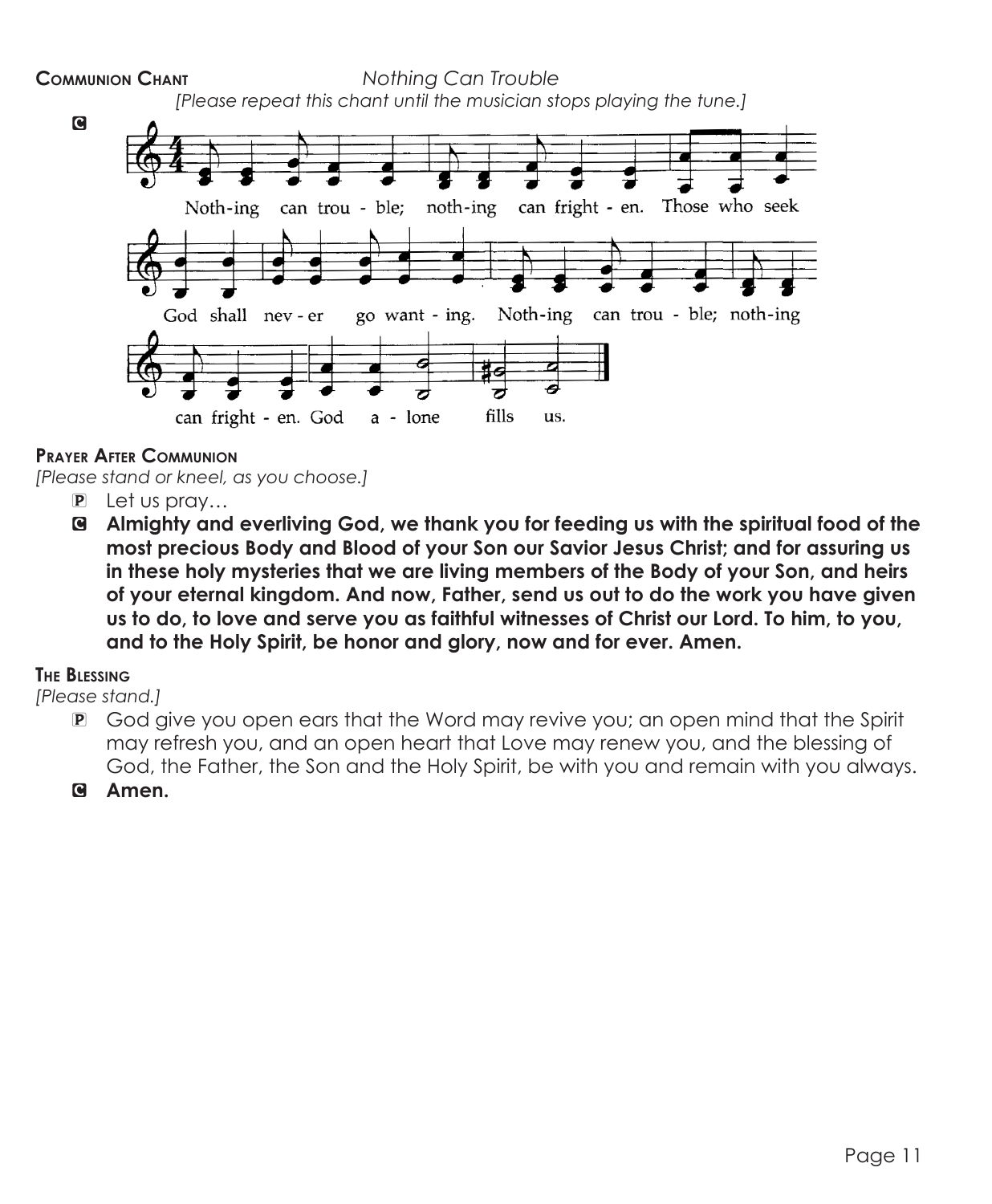**Communion Chant** *Nothing Can Trouble*

*[Please repeat this chant until the musician stops playing the tune.]*

C

Noth-ing can trou - ble; noth-ing can fright - en. Those who seek God shall nev - er go want - ing. Noth-ing can trou - ble; noth-ing can fright - en. God a - lone fills us.

**Prayer After Communion**

*[Please stand or kneel, as you choose.]*

P Let us pray…

C **Almighty and everliving God, we thank you for feeding us with the spiritual food of the most precious Body and Blood of your Son our Savior Jesus Christ; and for assuring us in these holy mysteries that we are living members of the Body of your Son, and heirs of your eternal kingdom. And now, Father, send us out to do the work you have given us to do, to love and serve you as faithful witnesses of Christ our Lord. To him, to you, and to the Holy Spirit, be honor and glory, now and for ever. Amen.**

**The Blessing**

*[Please stand.]*

P God give you open ears that the Word may revive you; an open mind that the Spirit may refresh you, and an open heart that Love may renew you, and the blessing of God, the Father, the Son and the Holy Spirit, be with you and remain with you always.

C **Amen.**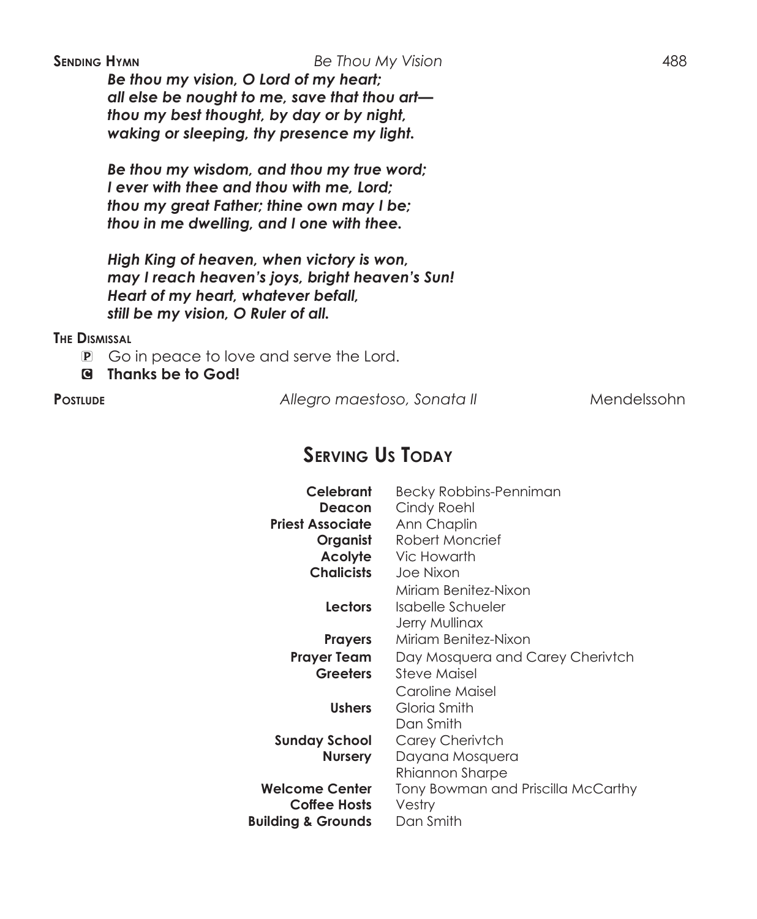**Sending Hymn** *Be Thou My Vision* 488

***Be thou my vision, O Lord of my heart;***
***all else be nought to me, save that thou art—***
***thou my best thought, by day or by night,***
***waking or sleeping, thy presence my light.***

***Be thou my wisdom, and thou my true word;***
***I ever with thee and thou with me, Lord;***
***thou my great Father; thine own may I be;***
***thou in me dwelling, and I one with thee.***

***High King of heaven, when victory is won,***
***may I reach heaven's joys, bright heaven's Sun!***
***Heart of my heart, whatever befall,***
***still be my vision, O Ruler of all.***

**The Dismissal**

P Go in peace to love and serve the Lord.

C **Thanks be to God!**

**Postlude** *Allegro maestoso, Sonata II* Mendelssohn

## Serving Us Today

| | |
|---|---|
| **Celebrant** | Becky Robbins-Penniman |
| **Deacon** | Cindy Roehl |
| **Priest Associate** | Ann Chaplin |
| **Organist** | Robert Moncrief |
| **Acolyte** | Vic Howarth |
| **Chalicists** | Joe Nixon |
| | Miriam Benitez-Nixon |
| **Lectors** | Isabelle Schueler |
| | Jerry Mullinax |
| **Prayers** | Miriam Benitez-Nixon |
| **Prayer Team** | Day Mosquera and Carey Cherivtch |
| **Greeters** | Steve Maisel |
| | Caroline Maisel |
| **Ushers** | Gloria Smith |
| | Dan Smith |
| **Sunday School** | Carey Cherivtch |
| **Nursery** | Dayana Mosquera |
| | Rhiannon Sharpe |
| **Welcome Center** | Tony Bowman and Priscilla McCarthy |
| **Coffee Hosts** | Vestry |
| **Building & Grounds** | Dan Smith |